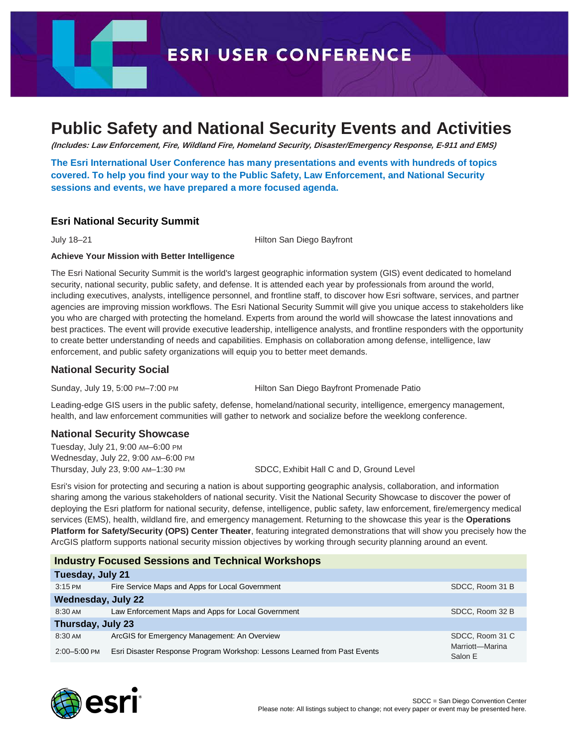# Public Safety and National Security Events and Activities

***(Includes: Law Enforcement, Fire, Wildland Fire, Homeland Security, Disaster/Emergency Response, E-911 and EMS)***

**The Esri International User Conference has many presentations and events with hundreds of topics covered. To help you find your way to the Public Safety, Law Enforcement, and National Security sessions and events, we have prepared a more focused agenda.**

## Esri National Security Summit

July 18–21 | Hilton San Diego Bayfront

**Achieve Your Mission with Better Intelligence**

The Esri National Security Summit is the world's largest geographic information system (GIS) event dedicated to homeland security, national security, public safety, and defense. It is attended each year by professionals from around the world, including executives, analysts, intelligence personnel, and frontline staff, to discover how Esri software, services, and partner agencies are improving mission workflows. The Esri National Security Summit will give you unique access to stakeholders like you who are charged with protecting the homeland. Experts from around the world will showcase the latest innovations and best practices. The event will provide executive leadership, intelligence analysts, and frontline responders with the opportunity to create better understanding of needs and capabilities. Emphasis on collaboration among defense, intelligence, law enforcement, and public safety organizations will equip you to better meet demands.

## National Security Social

Sunday, July 19, 5:00 PM–7:00 PM | Hilton San Diego Bayfront Promenade Patio

Leading-edge GIS users in the public safety, defense, homeland/national security, intelligence, emergency management, health, and law enforcement communities will gather to network and socialize before the weeklong conference.

## National Security Showcase

Tuesday, July 21, 9:00 AM–6:00 PM
Wednesday, July 22, 9:00 AM–6:00 PM
Thursday, July 23, 9:00 AM–1:30 PM | SDCC, Exhibit Hall C and D, Ground Level

Esri's vision for protecting and securing a nation is about supporting geographic analysis, collaboration, and information sharing among the various stakeholders of national security. Visit the National Security Showcase to discover the power of deploying the Esri platform for national security, defense, intelligence, public safety, law enforcement, fire/emergency medical services (EMS), health, wildland fire, and emergency management. Returning to the showcase this year is the **Operations Platform for Safety/Security (OPS) Center Theater**, featuring integrated demonstrations that will show you precisely how the ArcGIS platform supports national security mission objectives by working through security planning around an event.

| Industry Focused Sessions and Technical Workshops | | |
|---|---|---|
| **Tuesday, July 21** | | |
| 3:15 PM | Fire Service Maps and Apps for Local Government | SDCC, Room 31 B |
| **Wednesday, July 22** | | |
| 8:30 AM | Law Enforcement Maps and Apps for Local Government | SDCC, Room 32 B |
| **Thursday, July 23** | | |
| 8:30 AM | ArcGIS for Emergency Management: An Overview | SDCC, Room 31 C |
| 2:00–5:00 PM | Esri Disaster Response Program Workshop: Lessons Learned from Past Events | Marriott—Marina Salon E |

SDCC = San Diego Convention Center
Please note: All listings subject to change; not every paper or event may be presented here.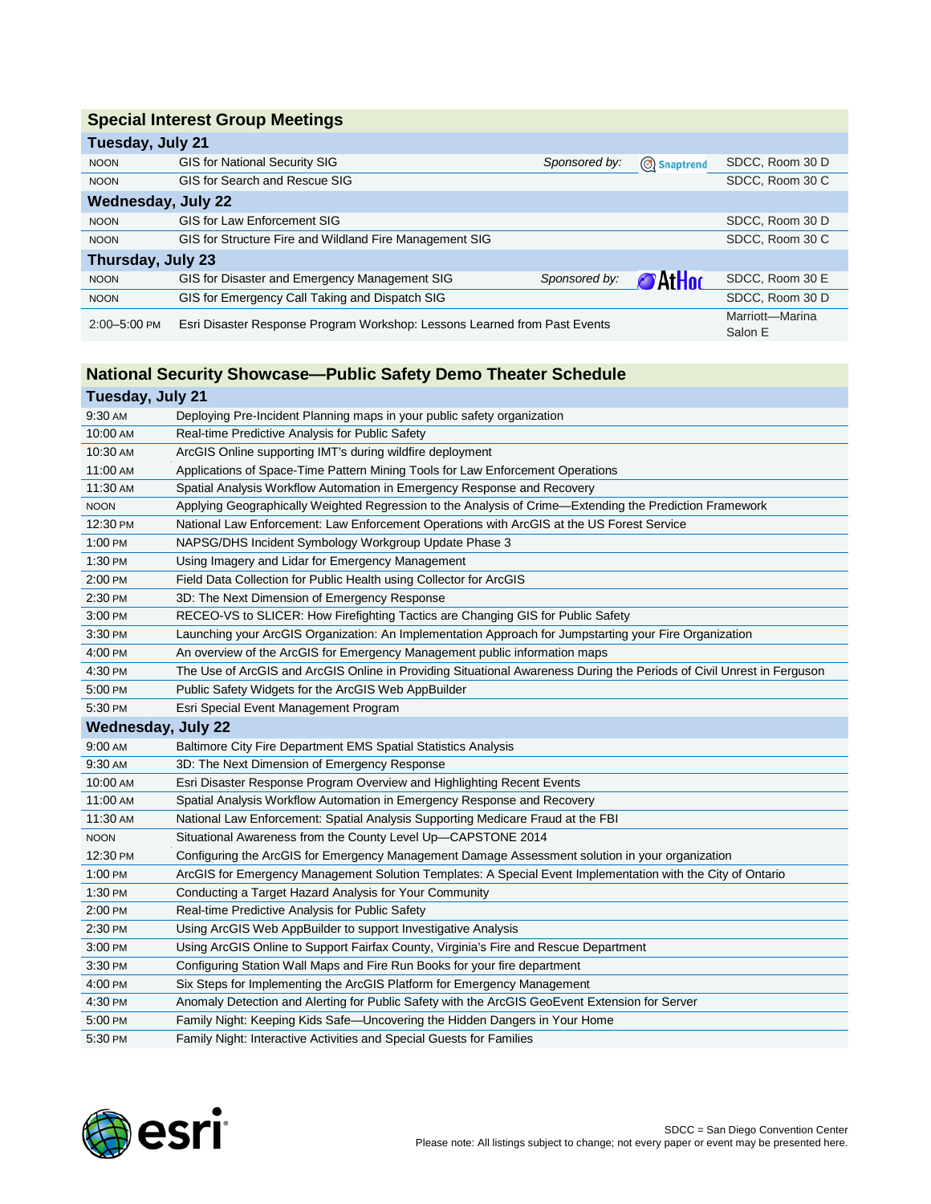## Special Interest Group Meetings

### Tuesday, July 21

| Time | Meeting | Sponsor | Location |
|---|---|---|---|
| NOON | GIS for National Security SIG | *Sponsored by:* Snaptrend | SDCC, Room 30 D |
| NOON | GIS for Search and Rescue SIG | | SDCC, Room 30 C |

### Wednesday, July 22

| Time | Meeting | Sponsor | Location |
|---|---|---|---|
| NOON | GIS for Law Enforcement SIG | | SDCC, Room 30 D |
| NOON | GIS for Structure Fire and Wildland Fire Management SIG | | SDCC, Room 30 C |

### Thursday, July 23

| Time | Meeting | Sponsor | Location |
|---|---|---|---|
| NOON | GIS for Disaster and Emergency Management SIG | *Sponsored by:* AtHoc | SDCC, Room 30 E |
| NOON | GIS for Emergency Call Taking and Dispatch SIG | | SDCC, Room 30 D |
| 2:00–5:00 PM | Esri Disaster Response Program Workshop: Lessons Learned from Past Events | | Marriott—Marina Salon E |

## National Security Showcase—Public Safety Demo Theater Schedule

### Tuesday, July 21

| Time | Session |
|---|---|
| 9:30 AM | Deploying Pre-Incident Planning maps in your public safety organization |
| 10:00 AM | Real-time Predictive Analysis for Public Safety |
| 10:30 AM | ArcGIS Online supporting IMT's during wildfire deployment |
| 11:00 AM | Applications of Space-Time Pattern Mining Tools for Law Enforcement Operations |
| 11:30 AM | Spatial Analysis Workflow Automation in Emergency Response and Recovery |
| NOON | Applying Geographically Weighted Regression to the Analysis of Crime—Extending the Prediction Framework |
| 12:30 PM | National Law Enforcement: Law Enforcement Operations with ArcGIS at the US Forest Service |
| 1:00 PM | NAPSG/DHS Incident Symbology Workgroup Update Phase 3 |
| 1:30 PM | Using Imagery and Lidar for Emergency Management |
| 2:00 PM | Field Data Collection for Public Health using Collector for ArcGIS |
| 2:30 PM | 3D: The Next Dimension of Emergency Response |
| 3:00 PM | RECEO-VS to SLICER: How Firefighting Tactics are Changing GIS for Public Safety |
| 3:30 PM | Launching your ArcGIS Organization: An Implementation Approach for Jumpstarting your Fire Organization |
| 4:00 PM | An overview of the ArcGIS for Emergency Management public information maps |
| 4:30 PM | The Use of ArcGIS and ArcGIS Online in Providing Situational Awareness During the Periods of Civil Unrest in Ferguson |
| 5:00 PM | Public Safety Widgets for the ArcGIS Web AppBuilder |
| 5:30 PM | Esri Special Event Management Program |

### Wednesday, July 22

| Time | Session |
|---|---|
| 9:00 AM | Baltimore City Fire Department EMS Spatial Statistics Analysis |
| 9:30 AM | 3D: The Next Dimension of Emergency Response |
| 10:00 AM | Esri Disaster Response Program Overview and Highlighting Recent Events |
| 11:00 AM | Spatial Analysis Workflow Automation in Emergency Response and Recovery |
| 11:30 AM | National Law Enforcement: Spatial Analysis Supporting Medicare Fraud at the FBI |
| NOON | Situational Awareness from the County Level Up—CAPSTONE 2014 |
| 12:30 PM | Configuring the ArcGIS for Emergency Management Damage Assessment solution in your organization |
| 1:00 PM | ArcGIS for Emergency Management Solution Templates: A Special Event Implementation with the City of Ontario |
| 1:30 PM | Conducting a Target Hazard Analysis for Your Community |
| 2:00 PM | Real-time Predictive Analysis for Public Safety |
| 2:30 PM | Using ArcGIS Web AppBuilder to support Investigative Analysis |
| 3:00 PM | Using ArcGIS Online to Support Fairfax County, Virginia's Fire and Rescue Department |
| 3:30 PM | Configuring Station Wall Maps and Fire Run Books for your fire department |
| 4:00 PM | Six Steps for Implementing the ArcGIS Platform for Emergency Management |
| 4:30 PM | Anomaly Detection and Alerting for Public Safety with the ArcGIS GeoEvent Extension for Server |
| 5:00 PM | Family Night: Keeping Kids Safe—Uncovering the Hidden Dangers in Your Home |
| 5:30 PM | Family Night: Interactive Activities and Special Guests for Families |

esri

SDCC = San Diego Convention Center
Please note: All listings subject to change; not every paper or event may be presented here.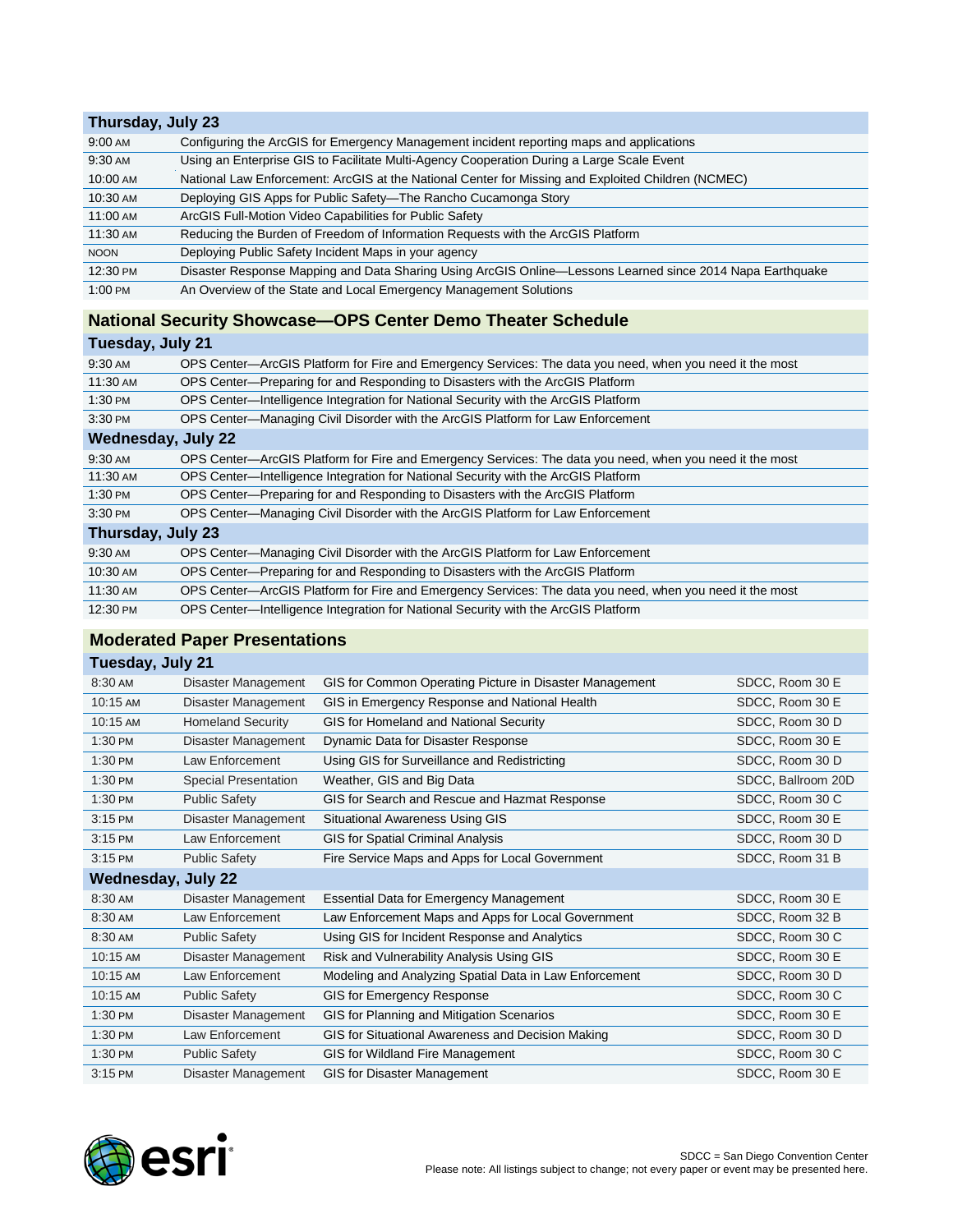### Thursday, July 23

| Time | Session |
|---|---|
| 9:00 AM | Configuring the ArcGIS for Emergency Management incident reporting maps and applications |
| 9:30 AM | Using an Enterprise GIS to Facilitate Multi-Agency Cooperation During a Large Scale Event |
| 10:00 AM | National Law Enforcement: ArcGIS at the National Center for Missing and Exploited Children (NCMEC) |
| 10:30 AM | Deploying GIS Apps for Public Safety—The Rancho Cucamonga Story |
| 11:00 AM | ArcGIS Full-Motion Video Capabilities for Public Safety |
| 11:30 AM | Reducing the Burden of Freedom of Information Requests with the ArcGIS Platform |
| NOON | Deploying Public Safety Incident Maps in your agency |
| 12:30 PM | Disaster Response Mapping and Data Sharing Using ArcGIS Online—Lessons Learned since 2014 Napa Earthquake |
| 1:00 PM | An Overview of the State and Local Emergency Management Solutions |

## National Security Showcase—OPS Center Demo Theater Schedule

### Tuesday, July 21

| Time | Session |
|---|---|
| 9:30 AM | OPS Center—ArcGIS Platform for Fire and Emergency Services: The data you need, when you need it the most |
| 11:30 AM | OPS Center—Preparing for and Responding to Disasters with the ArcGIS Platform |
| 1:30 PM | OPS Center—Intelligence Integration for National Security with the ArcGIS Platform |
| 3:30 PM | OPS Center—Managing Civil Disorder with the ArcGIS Platform for Law Enforcement |

### Wednesday, July 22

| Time | Session |
|---|---|
| 9:30 AM | OPS Center—ArcGIS Platform for Fire and Emergency Services: The data you need, when you need it the most |
| 11:30 AM | OPS Center—Intelligence Integration for National Security with the ArcGIS Platform |
| 1:30 PM | OPS Center—Preparing for and Responding to Disasters with the ArcGIS Platform |
| 3:30 PM | OPS Center—Managing Civil Disorder with the ArcGIS Platform for Law Enforcement |

### Thursday, July 23

| Time | Session |
|---|---|
| 9:30 AM | OPS Center—Managing Civil Disorder with the ArcGIS Platform for Law Enforcement |
| 10:30 AM | OPS Center—Preparing for and Responding to Disasters with the ArcGIS Platform |
| 11:30 AM | OPS Center—ArcGIS Platform for Fire and Emergency Services: The data you need, when you need it the most |
| 12:30 PM | OPS Center—Intelligence Integration for National Security with the ArcGIS Platform |

## Moderated Paper Presentations

### Tuesday, July 21

| Time | Track | Session | Location |
|---|---|---|---|
| 8:30 AM | Disaster Management | GIS for Common Operating Picture in Disaster Management | SDCC, Room 30 E |
| 10:15 AM | Disaster Management | GIS in Emergency Response and National Health | SDCC, Room 30 E |
| 10:15 AM | Homeland Security | GIS for Homeland and National Security | SDCC, Room 30 D |
| 1:30 PM | Disaster Management | Dynamic Data for Disaster Response | SDCC, Room 30 E |
| 1:30 PM | Law Enforcement | Using GIS for Surveillance and Redistricting | SDCC, Room 30 D |
| 1:30 PM | Special Presentation | Weather, GIS and Big Data | SDCC, Ballroom 20D |
| 1:30 PM | Public Safety | GIS for Search and Rescue and Hazmat Response | SDCC, Room 30 C |
| 3:15 PM | Disaster Management | Situational Awareness Using GIS | SDCC, Room 30 E |
| 3:15 PM | Law Enforcement | GIS for Spatial Criminal Analysis | SDCC, Room 30 D |
| 3:15 PM | Public Safety | Fire Service Maps and Apps for Local Government | SDCC, Room 31 B |

### Wednesday, July 22

| Time | Track | Session | Location |
|---|---|---|---|
| 8:30 AM | Disaster Management | Essential Data for Emergency Management | SDCC, Room 30 E |
| 8:30 AM | Law Enforcement | Law Enforcement Maps and Apps for Local Government | SDCC, Room 32 B |
| 8:30 AM | Public Safety | Using GIS for Incident Response and Analytics | SDCC, Room 30 C |
| 10:15 AM | Disaster Management | Risk and Vulnerability Analysis Using GIS | SDCC, Room 30 E |
| 10:15 AM | Law Enforcement | Modeling and Analyzing Spatial Data in Law Enforcement | SDCC, Room 30 D |
| 10:15 AM | Public Safety | GIS for Emergency Response | SDCC, Room 30 C |
| 1:30 PM | Disaster Management | GIS for Planning and Mitigation Scenarios | SDCC, Room 30 E |
| 1:30 PM | Law Enforcement | GIS for Situational Awareness and Decision Making | SDCC, Room 30 D |
| 1:30 PM | Public Safety | GIS for Wildland Fire Management | SDCC, Room 30 C |
| 3:15 PM | Disaster Management | GIS for Disaster Management | SDCC, Room 30 E |

esri

SDCC = San Diego Convention Center
Please note: All listings subject to change; not every paper or event may be presented here.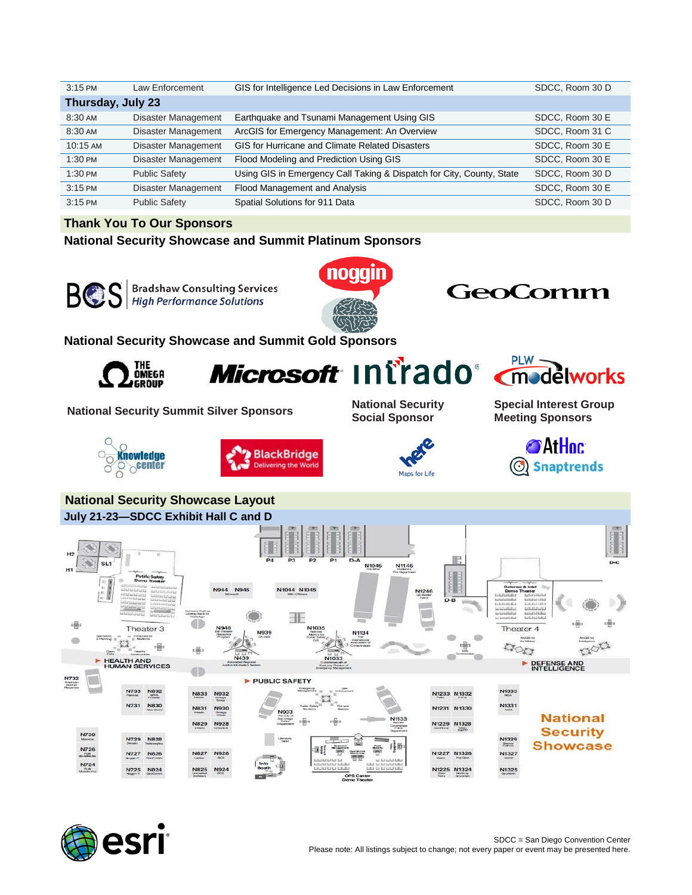| | | | |
|---|---|---|---|
| 3:15 PM | Law Enforcement | GIS for Intelligence Led Decisions in Law Enforcement | SDCC, Room 30 D |
| **Thursday, July 23** | | | |
| 8:30 AM | Disaster Management | Earthquake and Tsunami Management Using GIS | SDCC, Room 30 E |
| 8:30 AM | Disaster Management | ArcGIS for Emergency Management: An Overview | SDCC, Room 31 C |
| 10:15 AM | Disaster Management | GIS for Hurricane and Climate Related Disasters | SDCC, Room 30 E |
| 1:30 PM | Disaster Management | Flood Modeling and Prediction Using GIS | SDCC, Room 30 E |
| 1:30 PM | Public Safety | Using GIS in Emergency Call Taking & Dispatch for City, County, State | SDCC, Room 30 D |
| 3:15 PM | Disaster Management | Flood Management and Analysis | SDCC, Room 30 E |
| 3:15 PM | Public Safety | Spatial Solutions for 911 Data | SDCC, Room 30 D |

## Thank You To Our Sponsors

### National Security Showcase and Summit Platinum Sponsors

BCS Bradshaw Consulting Services High Performance Solutions

noggin

GeoComm

### National Security Showcase and Summit Gold Sponsors

The Omega Group

Microsoft

Intrado

PLW modelworks

### National Security Summit Silver Sponsors

Knowledge center

BlackBridge Delivering the World

### National Security Social Sponsor

here Maps for Life

### Special Interest Group Meeting Sponsors

AtHoc

Snaptrends

## National Security Showcase Layout

### July 21-23—SDCC Exhibit Hall C and D

H2 SL1 H1 P4 P3 P2 P1 D-A N1046 N1146 D-C Public Safety Demo Theater N944 N945 N1044 N1045 N1246 D-B Defense & Intel Demo Theater Theater 3 N940 N939 N1035 N1134 Theater 4 N439 N1033 HEALTH AND HUMAN SERVICES DEFENSE AND INTELLIGENCE N732 PUBLIC SAFETY N733 N832 N833 N932 N1233 N1332 N1333 N731 N830 N831 N930 N933 N1133 N1231 N1330 N1331 N829 N928 N1229 N1328 N730 N729 N828 N1329 N726 N727 N826 N827 N926 N1227 N1326 N1327 N724 N725 N824 N825 N924 Info Booth OPS Center Demo Theater N1225 N1324 N1325

National Security Showcase

esri

SDCC = San Diego Convention Center

Please note: All listings subject to change; not every paper or event may be presented here.